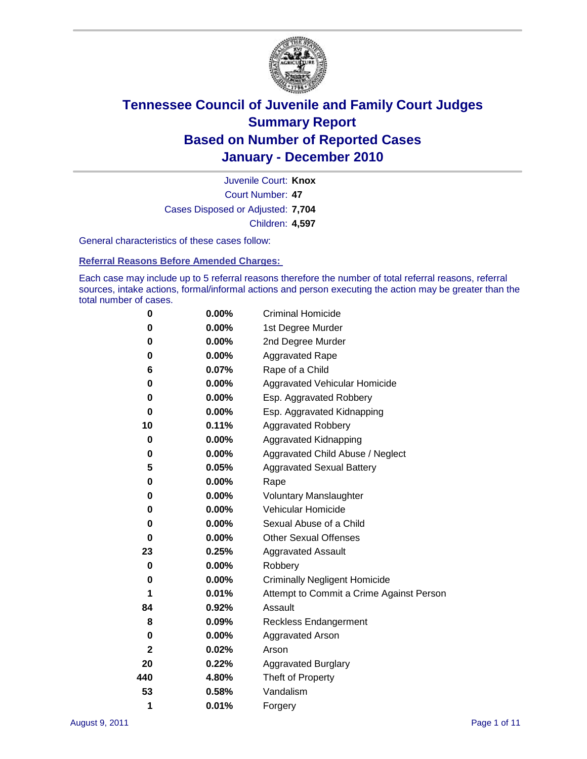# Tennessee Council of Juvenile and Family Court Judges
## Summary Report
## Based on Number of Reported Cases
## January - December 2010

Juvenile Court: **Knox**
Court Number: **47**
Cases Disposed or Adjusted: **7,704**
Children: **4,597**

General characteristics of these cases follow:

### Referral Reasons Before Amended Charges:

Each case may include up to 5 referral reasons therefore the number of total referral reasons, referral sources, intake actions, formal/informal actions and person executing the action may be greater than the total number of cases.

| | | |
|---|---|---|
| 0 | 0.00% | Criminal Homicide |
| 0 | 0.00% | 1st Degree Murder |
| 0 | 0.00% | 2nd Degree Murder |
| 0 | 0.00% | Aggravated Rape |
| 6 | 0.07% | Rape of a Child |
| 0 | 0.00% | Aggravated Vehicular Homicide |
| 0 | 0.00% | Esp. Aggravated Robbery |
| 0 | 0.00% | Esp. Aggravated Kidnapping |
| 10 | 0.11% | Aggravated Robbery |
| 0 | 0.00% | Aggravated Kidnapping |
| 0 | 0.00% | Aggravated Child Abuse / Neglect |
| 5 | 0.05% | Aggravated Sexual Battery |
| 0 | 0.00% | Rape |
| 0 | 0.00% | Voluntary Manslaughter |
| 0 | 0.00% | Vehicular Homicide |
| 0 | 0.00% | Sexual Abuse of a Child |
| 0 | 0.00% | Other Sexual Offenses |
| 23 | 0.25% | Aggravated Assault |
| 0 | 0.00% | Robbery |
| 0 | 0.00% | Criminally Negligent Homicide |
| 1 | 0.01% | Attempt to Commit a Crime Against Person |
| 84 | 0.92% | Assault |
| 8 | 0.09% | Reckless Endangerment |
| 0 | 0.00% | Aggravated Arson |
| 2 | 0.02% | Arson |
| 20 | 0.22% | Aggravated Burglary |
| 440 | 4.80% | Theft of Property |
| 53 | 0.58% | Vandalism |
| 1 | 0.01% | Forgery |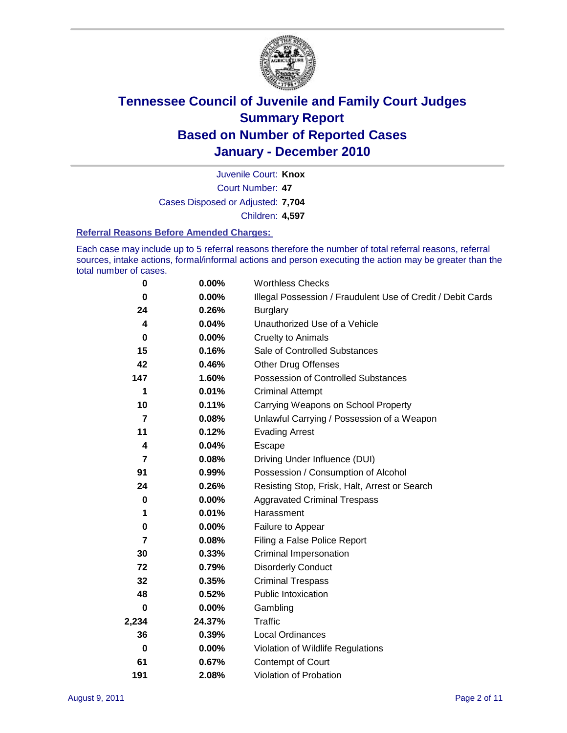# Tennessee Council of Juvenile and Family Court Judges
# Summary Report
# Based on Number of Reported Cases
# January - December 2010

Juvenile Court: **Knox**
Court Number: **47**
Cases Disposed or Adjusted: **7,704**
Children: **4,597**

### Referral Reasons Before Amended Charges:

Each case may include up to 5 referral reasons therefore the number of total referral reasons, referral sources, intake actions, formal/informal actions and person executing the action may be greater than the total number of cases.

| | | |
|---|---|---|
| 0 | 0.00% | Worthless Checks |
| 0 | 0.00% | Illegal Possession / Fraudulent Use of Credit / Debit Cards |
| 24 | 0.26% | Burglary |
| 4 | 0.04% | Unauthorized Use of a Vehicle |
| 0 | 0.00% | Cruelty to Animals |
| 15 | 0.16% | Sale of Controlled Substances |
| 42 | 0.46% | Other Drug Offenses |
| 147 | 1.60% | Possession of Controlled Substances |
| 1 | 0.01% | Criminal Attempt |
| 10 | 0.11% | Carrying Weapons on School Property |
| 7 | 0.08% | Unlawful Carrying / Possession of a Weapon |
| 11 | 0.12% | Evading Arrest |
| 4 | 0.04% | Escape |
| 7 | 0.08% | Driving Under Influence (DUI) |
| 91 | 0.99% | Possession / Consumption of Alcohol |
| 24 | 0.26% | Resisting Stop, Frisk, Halt, Arrest or Search |
| 0 | 0.00% | Aggravated Criminal Trespass |
| 1 | 0.01% | Harassment |
| 0 | 0.00% | Failure to Appear |
| 7 | 0.08% | Filing a False Police Report |
| 30 | 0.33% | Criminal Impersonation |
| 72 | 0.79% | Disorderly Conduct |
| 32 | 0.35% | Criminal Trespass |
| 48 | 0.52% | Public Intoxication |
| 0 | 0.00% | Gambling |
| 2,234 | 24.37% | Traffic |
| 36 | 0.39% | Local Ordinances |
| 0 | 0.00% | Violation of Wildlife Regulations |
| 61 | 0.67% | Contempt of Court |
| 191 | 2.08% | Violation of Probation |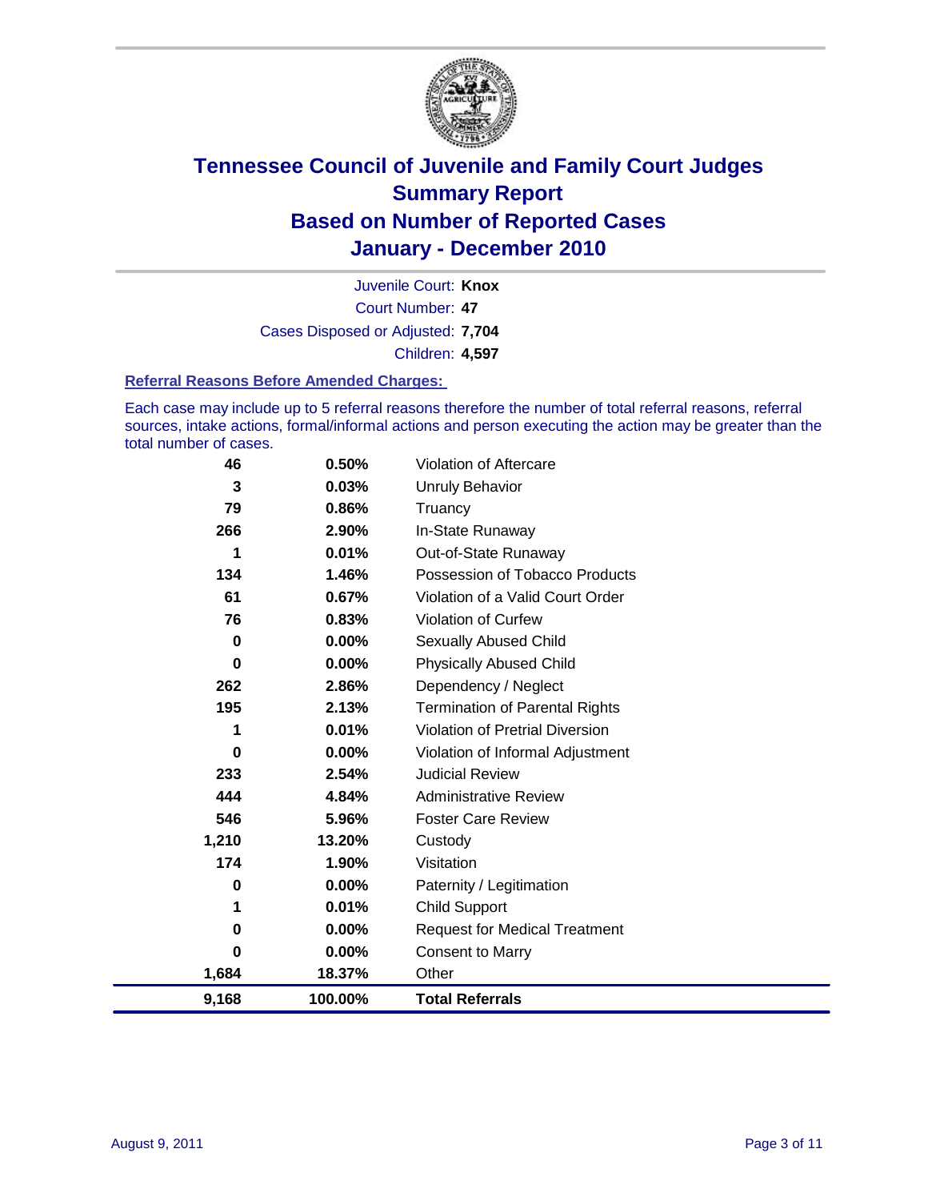# Tennessee Council of Juvenile and Family Court Judges
## Summary Report
## Based on Number of Reported Cases
## January - December 2010

Juvenile Court: **Knox**
Court Number: **47**
Cases Disposed or Adjusted: **7,704**
Children: **4,597**

### Referral Reasons Before Amended Charges:

Each case may include up to 5 referral reasons therefore the number of total referral reasons, referral sources, intake actions, formal/informal actions and person executing the action may be greater than the total number of cases.

| Count | Percent | Referral Reason |
|---|---|---|
| 46 | 0.50% | Violation of Aftercare |
| 3 | 0.03% | Unruly Behavior |
| 79 | 0.86% | Truancy |
| 266 | 2.90% | In-State Runaway |
| 1 | 0.01% | Out-of-State Runaway |
| 134 | 1.46% | Possession of Tobacco Products |
| 61 | 0.67% | Violation of a Valid Court Order |
| 76 | 0.83% | Violation of Curfew |
| 0 | 0.00% | Sexually Abused Child |
| 0 | 0.00% | Physically Abused Child |
| 262 | 2.86% | Dependency / Neglect |
| 195 | 2.13% | Termination of Parental Rights |
| 1 | 0.01% | Violation of Pretrial Diversion |
| 0 | 0.00% | Violation of Informal Adjustment |
| 233 | 2.54% | Judicial Review |
| 444 | 4.84% | Administrative Review |
| 546 | 5.96% | Foster Care Review |
| 1,210 | 13.20% | Custody |
| 174 | 1.90% | Visitation |
| 0 | 0.00% | Paternity / Legitimation |
| 1 | 0.01% | Child Support |
| 0 | 0.00% | Request for Medical Treatment |
| 0 | 0.00% | Consent to Marry |
| 1,684 | 18.37% | Other |
| **9,168** | **100.00%** | **Total Referrals** |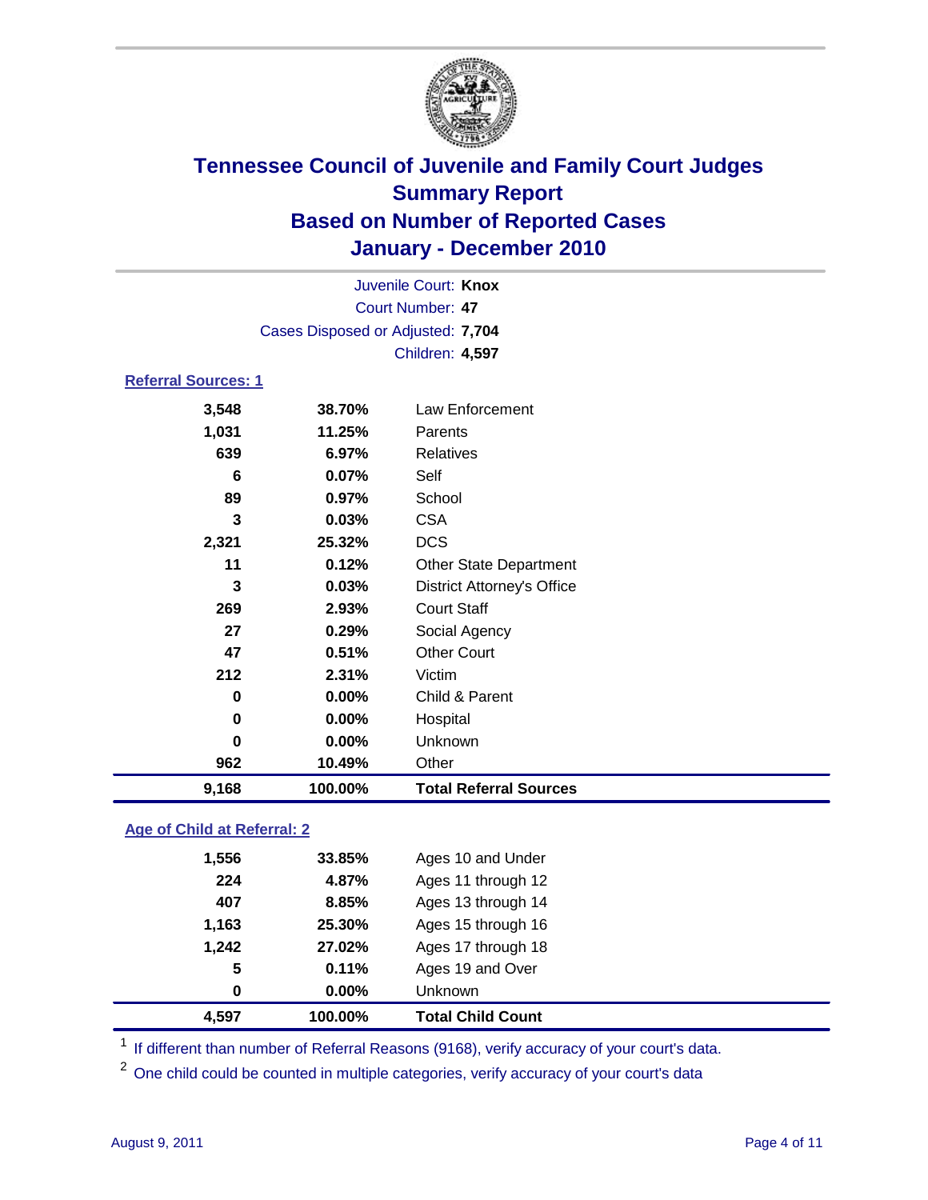# Tennessee Council of Juvenile and Family Court Judges
## Summary Report
## Based on Number of Reported Cases
## January - December 2010

Juvenile Court: **Knox**

Court Number: **47**

Cases Disposed or Adjusted: **7,704**

Children: **4,597**

### Referral Sources: 1

| | | |
|---|---|---|
| 3,548 | 38.70% | Law Enforcement |
| 1,031 | 11.25% | Parents |
| 639 | 6.97% | Relatives |
| 6 | 0.07% | Self |
| 89 | 0.97% | School |
| 3 | 0.03% | CSA |
| 2,321 | 25.32% | DCS |
| 11 | 0.12% | Other State Department |
| 3 | 0.03% | District Attorney's Office |
| 269 | 2.93% | Court Staff |
| 27 | 0.29% | Social Agency |
| 47 | 0.51% | Other Court |
| 212 | 2.31% | Victim |
| 0 | 0.00% | Child & Parent |
| 0 | 0.00% | Hospital |
| 0 | 0.00% | Unknown |
| 962 | 10.49% | Other |
| **9,168** | **100.00%** | **Total Referral Sources** |

### Age of Child at Referral: 2

| | | |
|---|---|---|
| 1,556 | 33.85% | Ages 10 and Under |
| 224 | 4.87% | Ages 11 through 12 |
| 407 | 8.85% | Ages 13 through 14 |
| 1,163 | 25.30% | Ages 15 through 16 |
| 1,242 | 27.02% | Ages 17 through 18 |
| 5 | 0.11% | Ages 19 and Over |
| 0 | 0.00% | Unknown |
| **4,597** | **100.00%** | **Total Child Count** |

[1] If different than number of Referral Reasons (9168), verify accuracy of your court's data.

[2] One child could be counted in multiple categories, verify accuracy of your court's data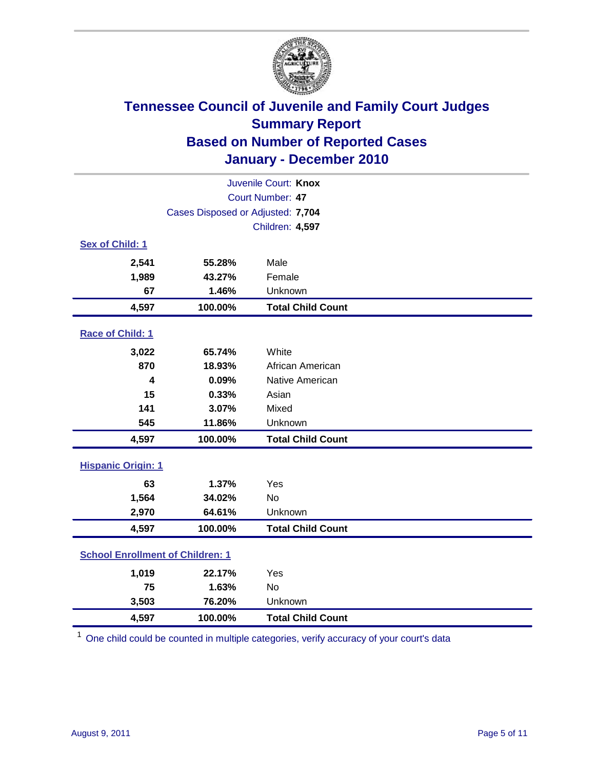# Tennessee Council of Juvenile and Family Court Judges
## Summary Report
## Based on Number of Reported Cases
## January - December 2010

Juvenile Court: **Knox**
Court Number: **47**
Cases Disposed or Adjusted: **7,704**
Children: **4,597**

### Sex of Child: 1

| | | |
|---|---|---|
| 2,541 | 55.28% | Male |
| 1,989 | 43.27% | Female |
| 67 | 1.46% | Unknown |
| **4,597** | **100.00%** | **Total Child Count** |

### Race of Child: 1

| | | |
|---|---|---|
| 3,022 | 65.74% | White |
| 870 | 18.93% | African American |
| 4 | 0.09% | Native American |
| 15 | 0.33% | Asian |
| 141 | 3.07% | Mixed |
| 545 | 11.86% | Unknown |
| **4,597** | **100.00%** | **Total Child Count** |

### Hispanic Origin: 1

| | | |
|---|---|---|
| 63 | 1.37% | Yes |
| 1,564 | 34.02% | No |
| 2,970 | 64.61% | Unknown |
| **4,597** | **100.00%** | **Total Child Count** |

### School Enrollment of Children: 1

| | | |
|---|---|---|
| 1,019 | 22.17% | Yes |
| 75 | 1.63% | No |
| 3,503 | 76.20% | Unknown |
| **4,597** | **100.00%** | **Total Child Count** |

[1] One child could be counted in multiple categories, verify accuracy of your court's data

August 9, 2011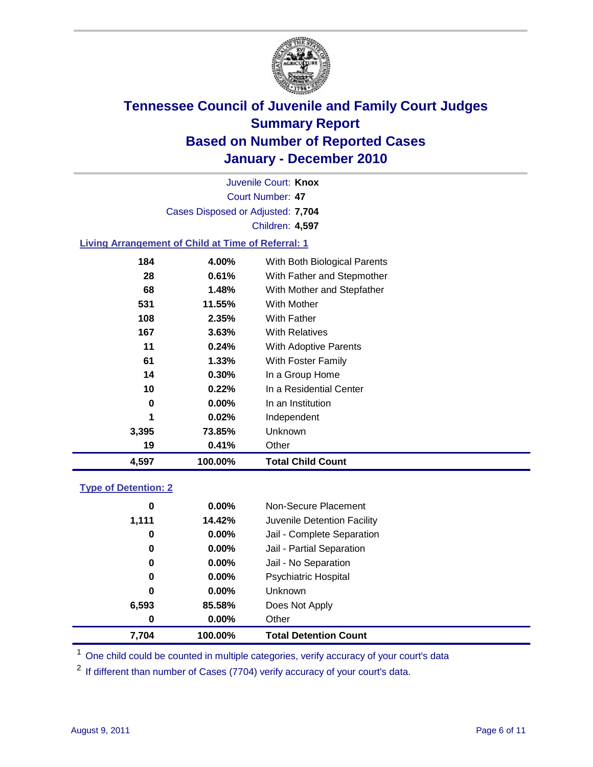# Tennessee Council of Juvenile and Family Court Judges
## Summary Report
## Based on Number of Reported Cases
## January - December 2010

Juvenile Court: **Knox**
Court Number: **47**
Cases Disposed or Adjusted: **7,704**
Children: **4,597**

### Living Arrangement of Child at Time of Referral: 1

| | | |
|---|---|---|
| 184 | 4.00% | With Both Biological Parents |
| 28 | 0.61% | With Father and Stepmother |
| 68 | 1.48% | With Mother and Stepfather |
| 531 | 11.55% | With Mother |
| 108 | 2.35% | With Father |
| 167 | 3.63% | With Relatives |
| 11 | 0.24% | With Adoptive Parents |
| 61 | 1.33% | With Foster Family |
| 14 | 0.30% | In a Group Home |
| 10 | 0.22% | In a Residential Center |
| 0 | 0.00% | In an Institution |
| 1 | 0.02% | Independent |
| 3,395 | 73.85% | Unknown |
| 19 | 0.41% | Other |
| **4,597** | **100.00%** | **Total Child Count** |

### Type of Detention: 2

| | | |
|---|---|---|
| 0 | 0.00% | Non-Secure Placement |
| 1,111 | 14.42% | Juvenile Detention Facility |
| 0 | 0.00% | Jail - Complete Separation |
| 0 | 0.00% | Jail - Partial Separation |
| 0 | 0.00% | Jail - No Separation |
| 0 | 0.00% | Psychiatric Hospital |
| 0 | 0.00% | Unknown |
| 6,593 | 85.58% | Does Not Apply |
| 0 | 0.00% | Other |
| **7,704** | **100.00%** | **Total Detention Count** |

[1] One child could be counted in multiple categories, verify accuracy of your court's data

[2] If different than number of Cases (7704) verify accuracy of your court's data.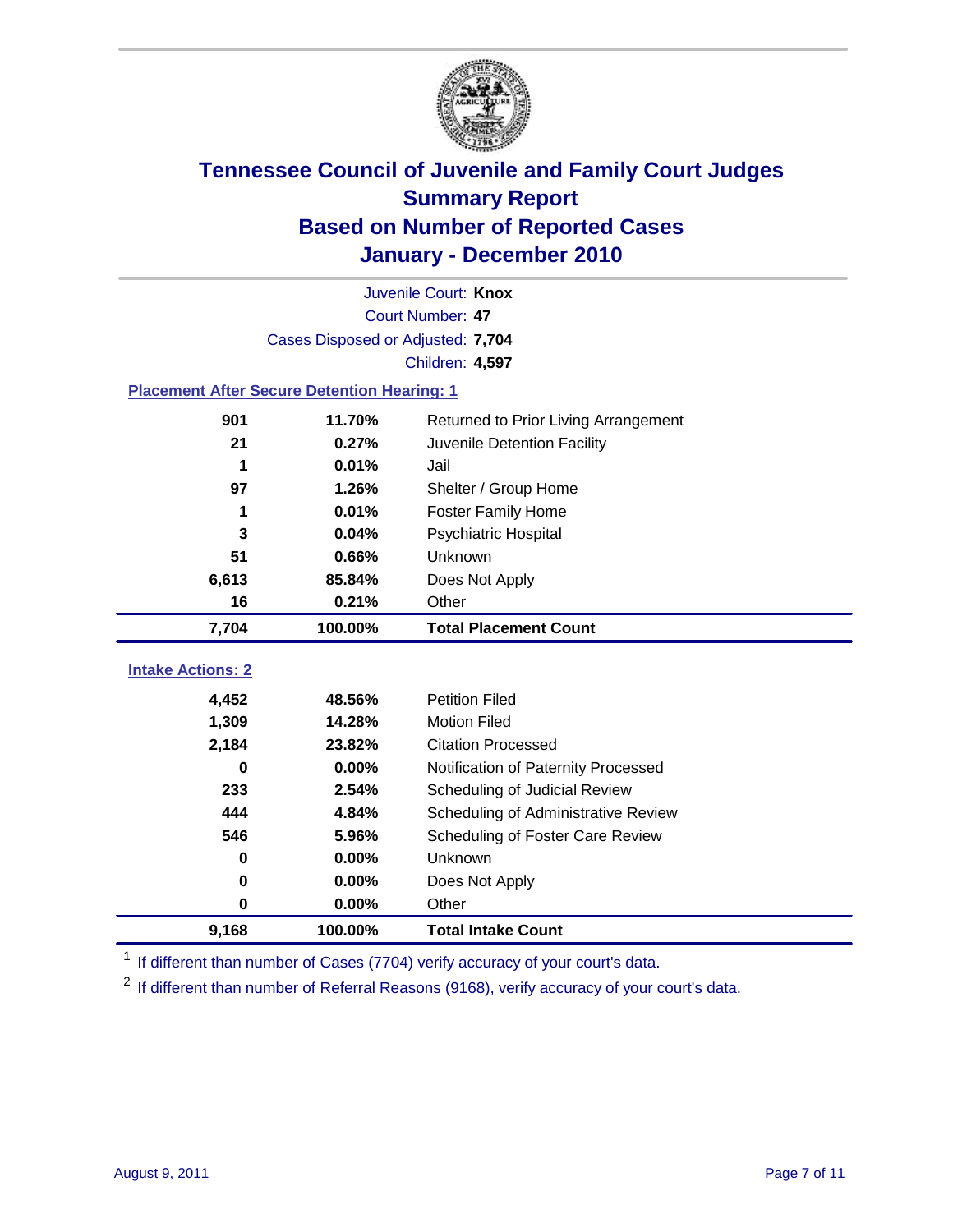# Tennessee Council of Juvenile and Family Court Judges
## Summary Report
## Based on Number of Reported Cases
## January - December 2010

Juvenile Court: **Knox**
Court Number: **47**
Cases Disposed or Adjusted: **7,704**
Children: **4,597**

### Placement After Secure Detention Hearing: 1

| | | |
|---|---|---|
| 901 | 11.70% | Returned to Prior Living Arrangement |
| 21 | 0.27% | Juvenile Detention Facility |
| 1 | 0.01% | Jail |
| 97 | 1.26% | Shelter / Group Home |
| 1 | 0.01% | Foster Family Home |
| 3 | 0.04% | Psychiatric Hospital |
| 51 | 0.66% | Unknown |
| 6,613 | 85.84% | Does Not Apply |
| 16 | 0.21% | Other |
| **7,704** | **100.00%** | **Total Placement Count** |

### Intake Actions: 2

| | | |
|---|---|---|
| 4,452 | 48.56% | Petition Filed |
| 1,309 | 14.28% | Motion Filed |
| 2,184 | 23.82% | Citation Processed |
| 0 | 0.00% | Notification of Paternity Processed |
| 233 | 2.54% | Scheduling of Judicial Review |
| 444 | 4.84% | Scheduling of Administrative Review |
| 546 | 5.96% | Scheduling of Foster Care Review |
| 0 | 0.00% | Unknown |
| 0 | 0.00% | Does Not Apply |
| 0 | 0.00% | Other |
| **9,168** | **100.00%** | **Total Intake Count** |

[1] If different than number of Cases (7704) verify accuracy of your court's data.

[2] If different than number of Referral Reasons (9168), verify accuracy of your court's data.

August 9, 2011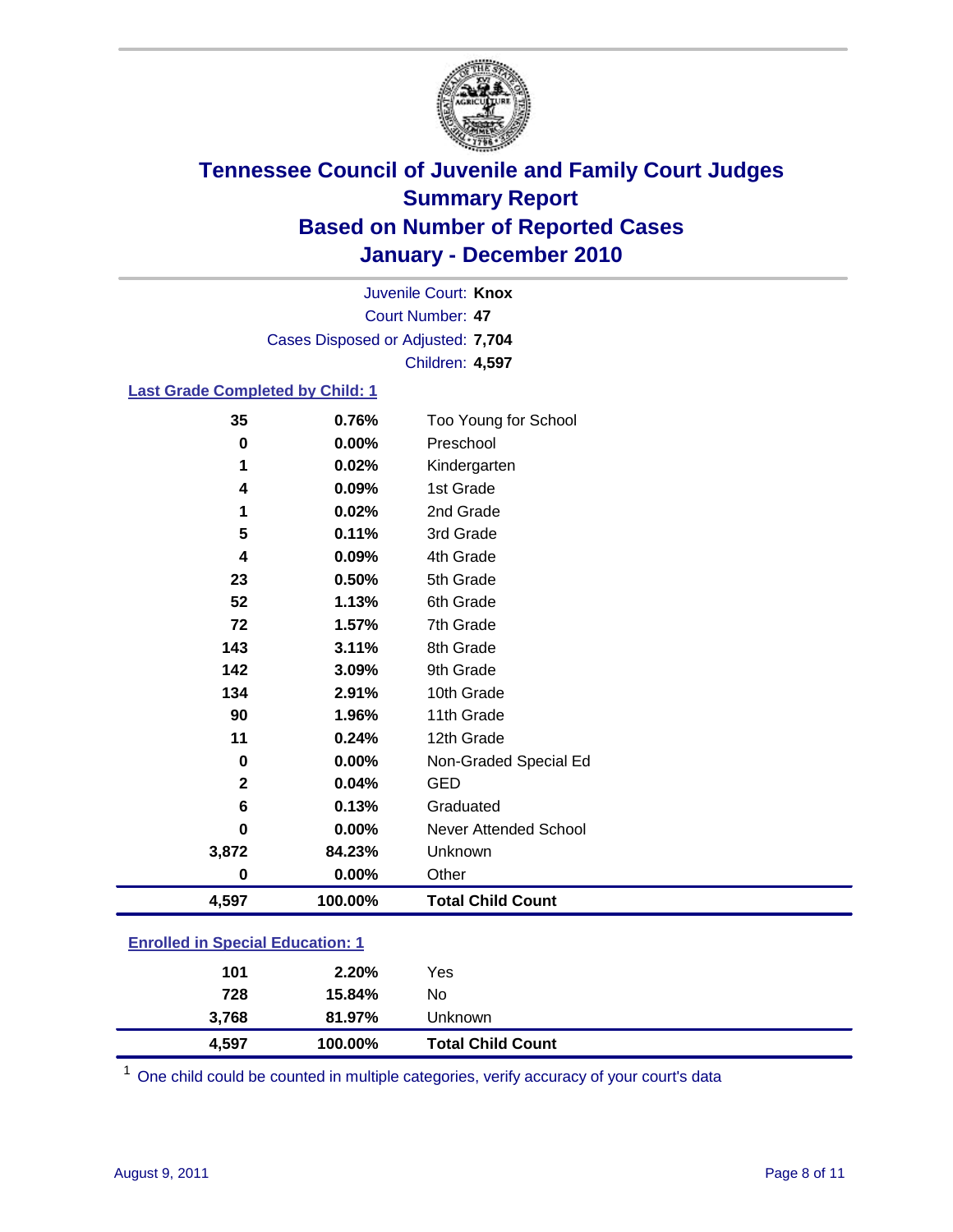# Tennessee Council of Juvenile and Family Court Judges
## Summary Report
## Based on Number of Reported Cases
## January - December 2010

Juvenile Court: **Knox**
Court Number: **47**
Cases Disposed or Adjusted: **7,704**
Children: **4,597**

### Last Grade Completed by Child: 1

| Count | Percent | Category |
|---|---|---|
| 35 | 0.76% | Too Young for School |
| 0 | 0.00% | Preschool |
| 1 | 0.02% | Kindergarten |
| 4 | 0.09% | 1st Grade |
| 1 | 0.02% | 2nd Grade |
| 5 | 0.11% | 3rd Grade |
| 4 | 0.09% | 4th Grade |
| 23 | 0.50% | 5th Grade |
| 52 | 1.13% | 6th Grade |
| 72 | 1.57% | 7th Grade |
| 143 | 3.11% | 8th Grade |
| 142 | 3.09% | 9th Grade |
| 134 | 2.91% | 10th Grade |
| 90 | 1.96% | 11th Grade |
| 11 | 0.24% | 12th Grade |
| 0 | 0.00% | Non-Graded Special Ed |
| 2 | 0.04% | GED |
| 6 | 0.13% | Graduated |
| 0 | 0.00% | Never Attended School |
| 3,872 | 84.23% | Unknown |
| 0 | 0.00% | Other |
| **4,597** | **100.00%** | **Total Child Count** |

### Enrolled in Special Education: 1

| Count | Percent | Category |
|---|---|---|
| 101 | 2.20% | Yes |
| 728 | 15.84% | No |
| 3,768 | 81.97% | Unknown |
| **4,597** | **100.00%** | **Total Child Count** |

[1] One child could be counted in multiple categories, verify accuracy of your court's data

August 9, 2011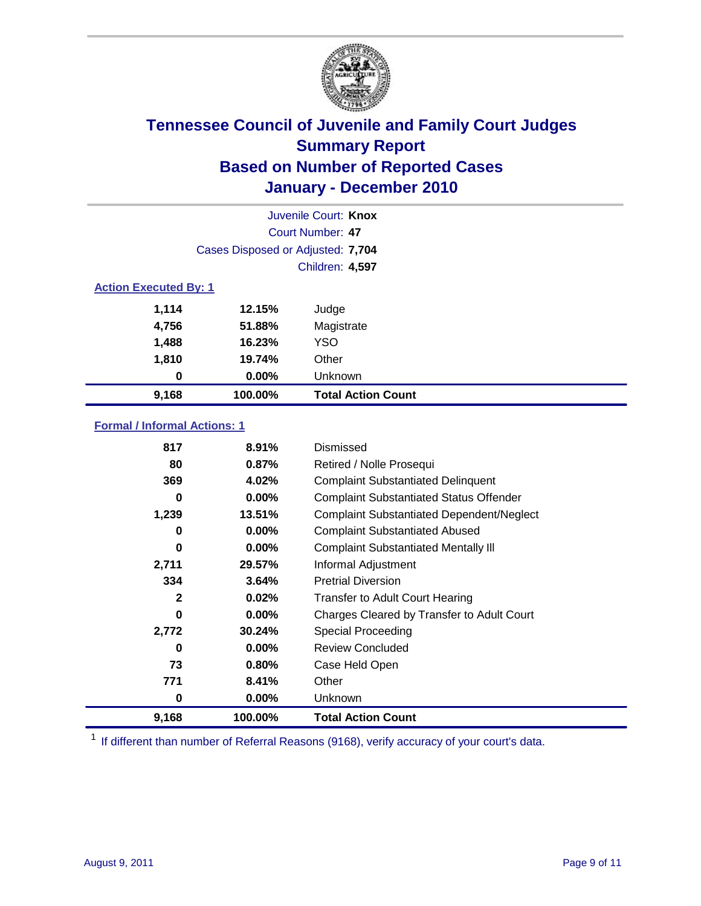# Tennessee Council of Juvenile and Family Court Judges
## Summary Report
## Based on Number of Reported Cases
## January - December 2010

Juvenile Court: **Knox**
Court Number: **47**
Cases Disposed or Adjusted: **7,704**
Children: **4,597**

### Action Executed By: 1

| Count | Percent | Action |
|---|---|---|
| 1,114 | 12.15% | Judge |
| 4,756 | 51.88% | Magistrate |
| 1,488 | 16.23% | YSO |
| 1,810 | 19.74% | Other |
| 0 | 0.00% | Unknown |
| **9,168** | **100.00%** | **Total Action Count** |

### Formal / Informal Actions: 1

| Count | Percent | Action |
|---|---|---|
| 817 | 8.91% | Dismissed |
| 80 | 0.87% | Retired / Nolle Prosequi |
| 369 | 4.02% | Complaint Substantiated Delinquent |
| 0 | 0.00% | Complaint Substantiated Status Offender |
| 1,239 | 13.51% | Complaint Substantiated Dependent/Neglect |
| 0 | 0.00% | Complaint Substantiated Abused |
| 0 | 0.00% | Complaint Substantiated Mentally Ill |
| 2,711 | 29.57% | Informal Adjustment |
| 334 | 3.64% | Pretrial Diversion |
| 2 | 0.02% | Transfer to Adult Court Hearing |
| 0 | 0.00% | Charges Cleared by Transfer to Adult Court |
| 2,772 | 30.24% | Special Proceeding |
| 0 | 0.00% | Review Concluded |
| 73 | 0.80% | Case Held Open |
| 771 | 8.41% | Other |
| 0 | 0.00% | Unknown |
| **9,168** | **100.00%** | **Total Action Count** |

[1] If different than number of Referral Reasons (9168), verify accuracy of your court's data.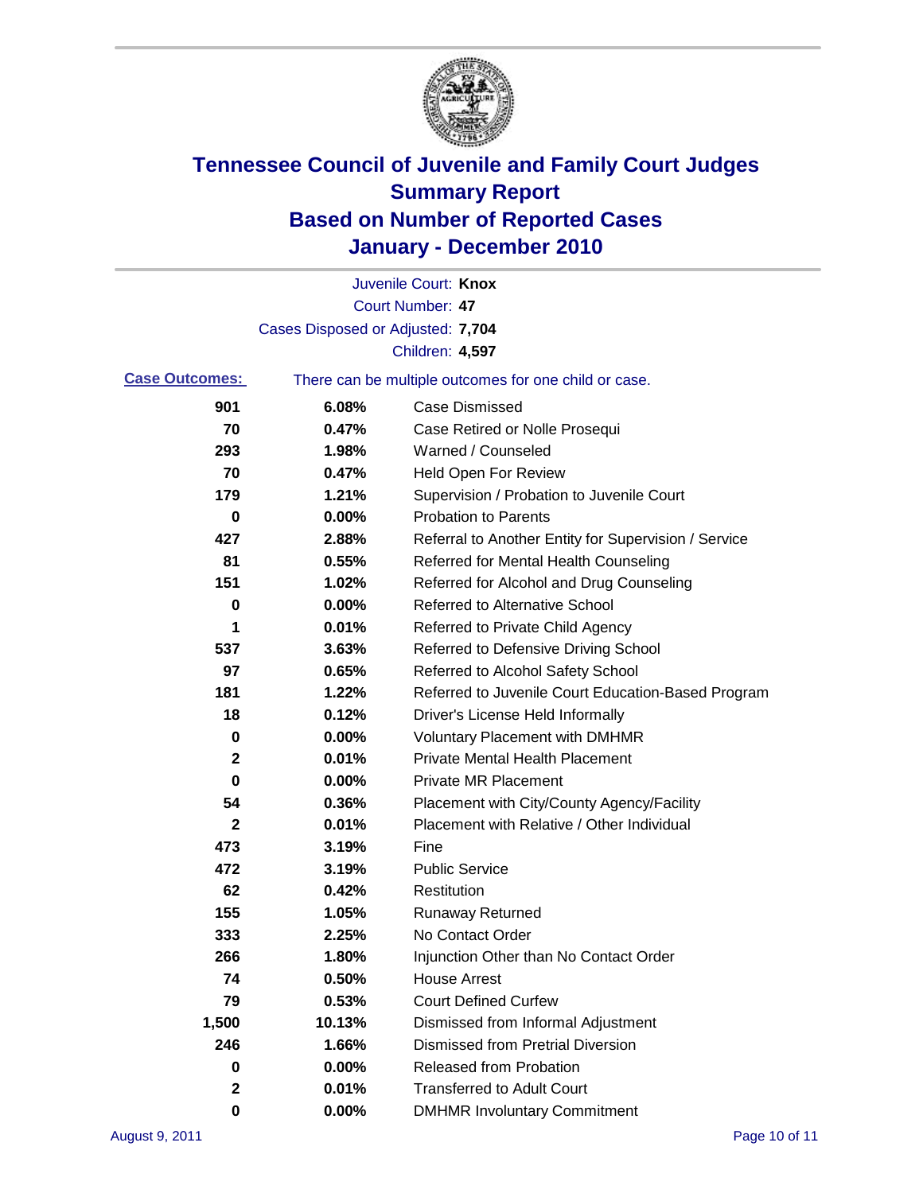# Tennessee Council of Juvenile and Family Court Judges
## Summary Report
## Based on Number of Reported Cases
## January - December 2010

Juvenile Court: **Knox**

Court Number: **47**

Cases Disposed or Adjusted: **7,704**

Children: **4,597**

**Case Outcomes:** There can be multiple outcomes for one child or case.

| Count | Percent | Outcome |
|---|---|---|
| 901 | 6.08% | Case Dismissed |
| 70 | 0.47% | Case Retired or Nolle Prosequi |
| 293 | 1.98% | Warned / Counseled |
| 70 | 0.47% | Held Open For Review |
| 179 | 1.21% | Supervision / Probation to Juvenile Court |
| 0 | 0.00% | Probation to Parents |
| 427 | 2.88% | Referral to Another Entity for Supervision / Service |
| 81 | 0.55% | Referred for Mental Health Counseling |
| 151 | 1.02% | Referred for Alcohol and Drug Counseling |
| 0 | 0.00% | Referred to Alternative School |
| 1 | 0.01% | Referred to Private Child Agency |
| 537 | 3.63% | Referred to Defensive Driving School |
| 97 | 0.65% | Referred to Alcohol Safety School |
| 181 | 1.22% | Referred to Juvenile Court Education-Based Program |
| 18 | 0.12% | Driver's License Held Informally |
| 0 | 0.00% | Voluntary Placement with DMHMR |
| 2 | 0.01% | Private Mental Health Placement |
| 0 | 0.00% | Private MR Placement |
| 54 | 0.36% | Placement with City/County Agency/Facility |
| 2 | 0.01% | Placement with Relative / Other Individual |
| 473 | 3.19% | Fine |
| 472 | 3.19% | Public Service |
| 62 | 0.42% | Restitution |
| 155 | 1.05% | Runaway Returned |
| 333 | 2.25% | No Contact Order |
| 266 | 1.80% | Injunction Other than No Contact Order |
| 74 | 0.50% | House Arrest |
| 79 | 0.53% | Court Defined Curfew |
| 1,500 | 10.13% | Dismissed from Informal Adjustment |
| 246 | 1.66% | Dismissed from Pretrial Diversion |
| 0 | 0.00% | Released from Probation |
| 2 | 0.01% | Transferred to Adult Court |
| 0 | 0.00% | DMHMR Involuntary Commitment |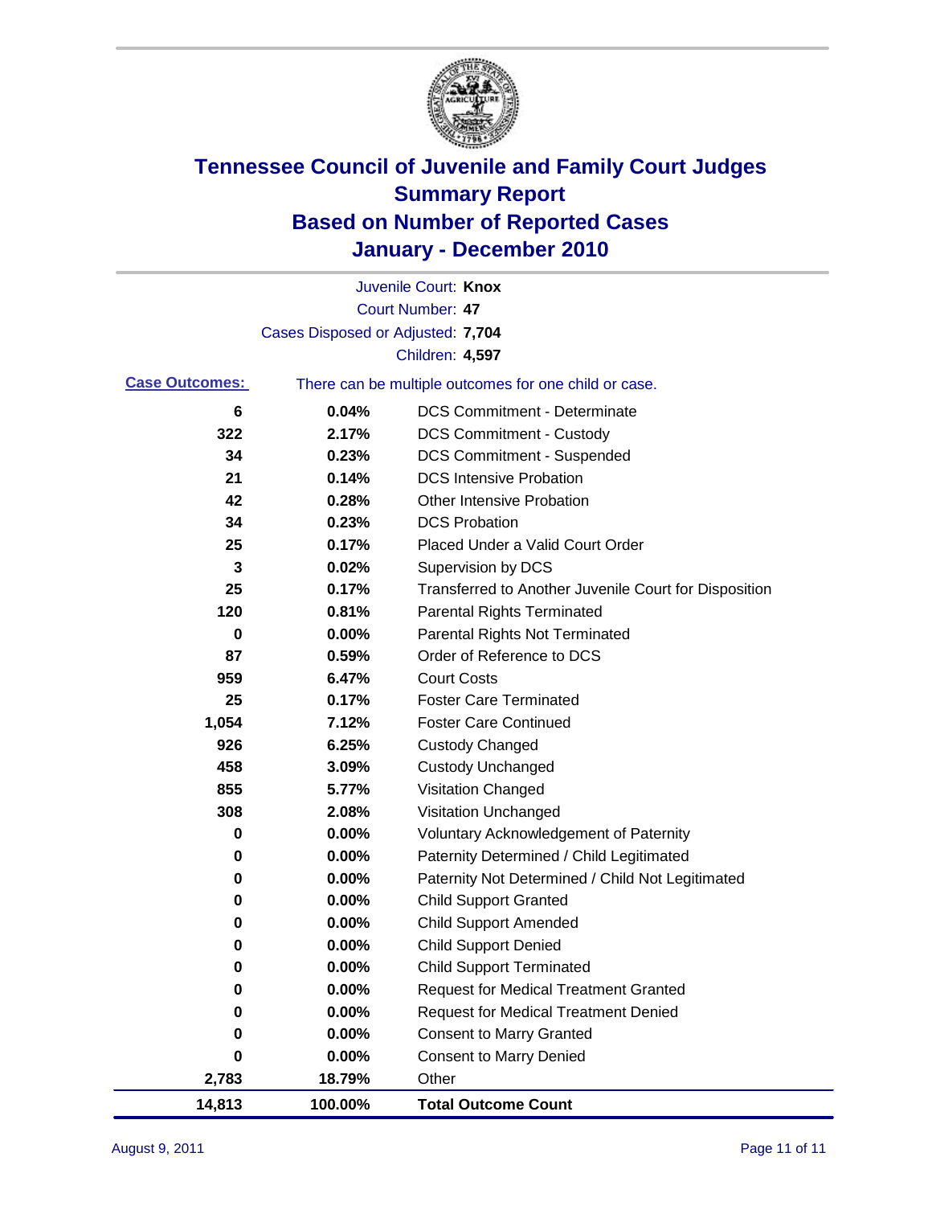# Tennessee Council of Juvenile and Family Court Judges
# Summary Report
# Based on Number of Reported Cases
# January - December 2010

Juvenile Court: **Knox**

Court Number: **47**

Cases Disposed or Adjusted: **7,704**

Children: **4,597**

**Case Outcomes:** There can be multiple outcomes for one child or case.

| | | |
|---|---|---|
| 6 | 0.04% | DCS Commitment - Determinate |
| 322 | 2.17% | DCS Commitment - Custody |
| 34 | 0.23% | DCS Commitment - Suspended |
| 21 | 0.14% | DCS Intensive Probation |
| 42 | 0.28% | Other Intensive Probation |
| 34 | 0.23% | DCS Probation |
| 25 | 0.17% | Placed Under a Valid Court Order |
| 3 | 0.02% | Supervision by DCS |
| 25 | 0.17% | Transferred to Another Juvenile Court for Disposition |
| 120 | 0.81% | Parental Rights Terminated |
| 0 | 0.00% | Parental Rights Not Terminated |
| 87 | 0.59% | Order of Reference to DCS |
| 959 | 6.47% | Court Costs |
| 25 | 0.17% | Foster Care Terminated |
| 1,054 | 7.12% | Foster Care Continued |
| 926 | 6.25% | Custody Changed |
| 458 | 3.09% | Custody Unchanged |
| 855 | 5.77% | Visitation Changed |
| 308 | 2.08% | Visitation Unchanged |
| 0 | 0.00% | Voluntary Acknowledgement of Paternity |
| 0 | 0.00% | Paternity Determined / Child Legitimated |
| 0 | 0.00% | Paternity Not Determined / Child Not Legitimated |
| 0 | 0.00% | Child Support Granted |
| 0 | 0.00% | Child Support Amended |
| 0 | 0.00% | Child Support Denied |
| 0 | 0.00% | Child Support Terminated |
| 0 | 0.00% | Request for Medical Treatment Granted |
| 0 | 0.00% | Request for Medical Treatment Denied |
| 0 | 0.00% | Consent to Marry Granted |
| 0 | 0.00% | Consent to Marry Denied |
| 2,783 | 18.79% | Other |
| **14,813** | **100.00%** | **Total Outcome Count** |